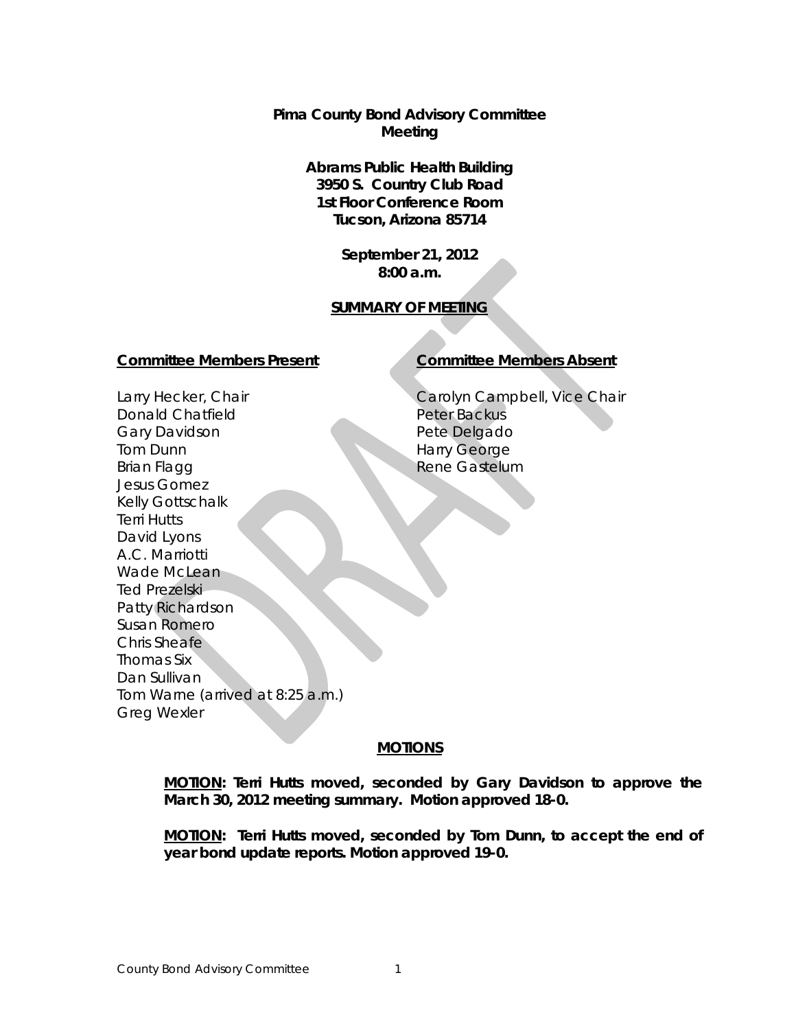**Pima County Bond Advisory Committee**
**Meeting**

**Abrams Public Health Building**
**3950 S. Country Club Road**
**1st Floor Conference Room**
**Tucson, Arizona 85714**

**September 21, 2012**
**8:00 a.m.**

**SUMMARY OF MEETING**

| **Committee Members Present** | **Committee Members Absent** |
|---|---|
| Larry Hecker, Chair | Carolyn Campbell, Vice Chair |
| Donald Chatfield | Peter Backus |
| Gary Davidson | Pete Delgado |
| Tom Dunn | Harry George |
| Brian Flagg | Rene Gastelum |
| Jesus Gomez | |
| Kelly Gottschalk | |
| Terri Hutts | |
| David Lyons | |
| A.C. Marriotti | |
| Wade McLean | |
| Ted Prezelski | |
| Patty Richardson | |
| Susan Romero | |
| Chris Sheafe | |
| Thomas Six | |
| Dan Sullivan | |
| Tom Warne (arrived at 8:25 a.m.) | |
| Greg Wexler | |

**MOTIONS**

**MOTION: Terri Hutts moved, seconded by Gary Davidson to approve the March 30, 2012 meeting summary. Motion approved 18-0.**

**MOTION: Terri Hutts moved, seconded by Tom Dunn, to accept the end of year bond update reports. Motion approved 19-0.**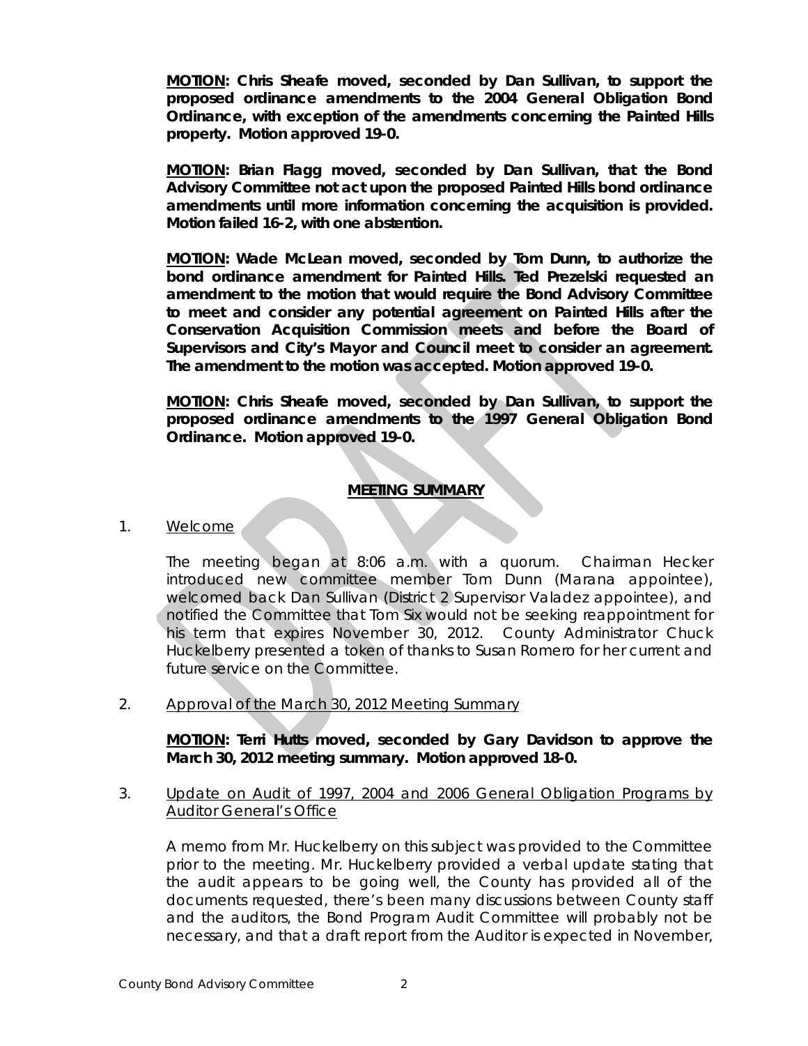**<u>MOTION</u>: Chris Sheafe moved, seconded by Dan Sullivan, to support the proposed ordinance amendments to the 2004 General Obligation Bond Ordinance, with exception of the amendments concerning the Painted Hills property. Motion approved 19-0.**

**<u>MOTION</u>: Brian Flagg moved, seconded by Dan Sullivan, that the Bond Advisory Committee not act upon the proposed Painted Hills bond ordinance amendments until more information concerning the acquisition is provided. Motion failed 16-2, with one abstention.**

**<u>MOTION</u>: Wade McLean moved, seconded by Tom Dunn, to authorize the bond ordinance amendment for Painted Hills. Ted Prezelski requested an amendment to the motion that would require the Bond Advisory Committee to meet and consider any potential agreement on Painted Hills after the Conservation Acquisition Commission meets and before the Board of Supervisors and City's Mayor and Council meet to consider an agreement. The amendment to the motion was accepted. Motion approved 19-0.**

**<u>MOTION</u>: Chris Sheafe moved, seconded by Dan Sullivan, to support the proposed ordinance amendments to the 1997 General Obligation Bond Ordinance. Motion approved 19-0.**

## <u>MEETING SUMMARY</u>

1. <u>Welcome</u>

   The meeting began at 8:06 a.m. with a quorum. Chairman Hecker introduced new committee member Tom Dunn (Marana appointee), welcomed back Dan Sullivan (District 2 Supervisor Valadez appointee), and notified the Committee that Tom Six would not be seeking reappointment for his term that expires November 30, 2012. County Administrator Chuck Huckelberry presented a token of thanks to Susan Romero for her current and future service on the Committee.

2. <u>Approval of the March 30, 2012 Meeting Summary</u>

   **<u>MOTION</u>: Terri Hutts moved, seconded by Gary Davidson to approve the March 30, 2012 meeting summary. Motion approved 18-0.**

3. <u>Update on Audit of 1997, 2004 and 2006 General Obligation Programs by Auditor General's Office</u>

   A memo from Mr. Huckelberry on this subject was provided to the Committee prior to the meeting. Mr. Huckelberry provided a verbal update stating that the audit appears to be going well, the County has provided all of the documents requested, there's been many discussions between County staff and the auditors, the Bond Program Audit Committee will probably not be necessary, and that a draft report from the Auditor is expected in November,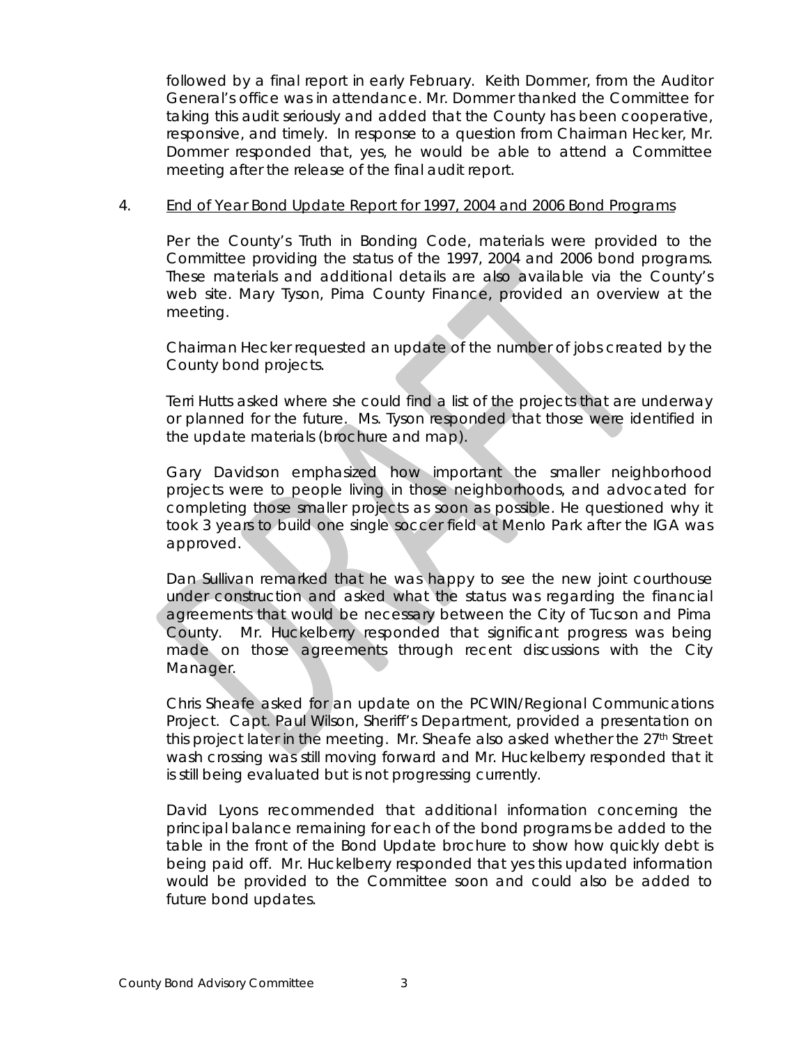followed by a final report in early February. Keith Dommer, from the Auditor General's office was in attendance. Mr. Dommer thanked the Committee for taking this audit seriously and added that the County has been cooperative, responsive, and timely. In response to a question from Chairman Hecker, Mr. Dommer responded that, yes, he would be able to attend a Committee meeting after the release of the final audit report.

4. End of Year Bond Update Report for 1997, 2004 and 2006 Bond Programs

Per the County's Truth in Bonding Code, materials were provided to the Committee providing the status of the 1997, 2004 and 2006 bond programs. These materials and additional details are also available via the County's web site. Mary Tyson, Pima County Finance, provided an overview at the meeting.

Chairman Hecker requested an update of the number of jobs created by the County bond projects.

Terri Hutts asked where she could find a list of the projects that are underway or planned for the future. Ms. Tyson responded that those were identified in the update materials (brochure and map).

Gary Davidson emphasized how important the smaller neighborhood projects were to people living in those neighborhoods, and advocated for completing those smaller projects as soon as possible. He questioned why it took 3 years to build one single soccer field at Menlo Park after the IGA was approved.

Dan Sullivan remarked that he was happy to see the new joint courthouse under construction and asked what the status was regarding the financial agreements that would be necessary between the City of Tucson and Pima County. Mr. Huckelberry responded that significant progress was being made on those agreements through recent discussions with the City Manager.

Chris Sheafe asked for an update on the PCWIN/Regional Communications Project. Capt. Paul Wilson, Sheriff's Department, provided a presentation on this project later in the meeting. Mr. Sheafe also asked whether the 27th Street wash crossing was still moving forward and Mr. Huckelberry responded that it is still being evaluated but is not progressing currently.

David Lyons recommended that additional information concerning the principal balance remaining for each of the bond programs be added to the table in the front of the Bond Update brochure to show how quickly debt is being paid off. Mr. Huckelberry responded that yes this updated information would be provided to the Committee soon and could also be added to future bond updates.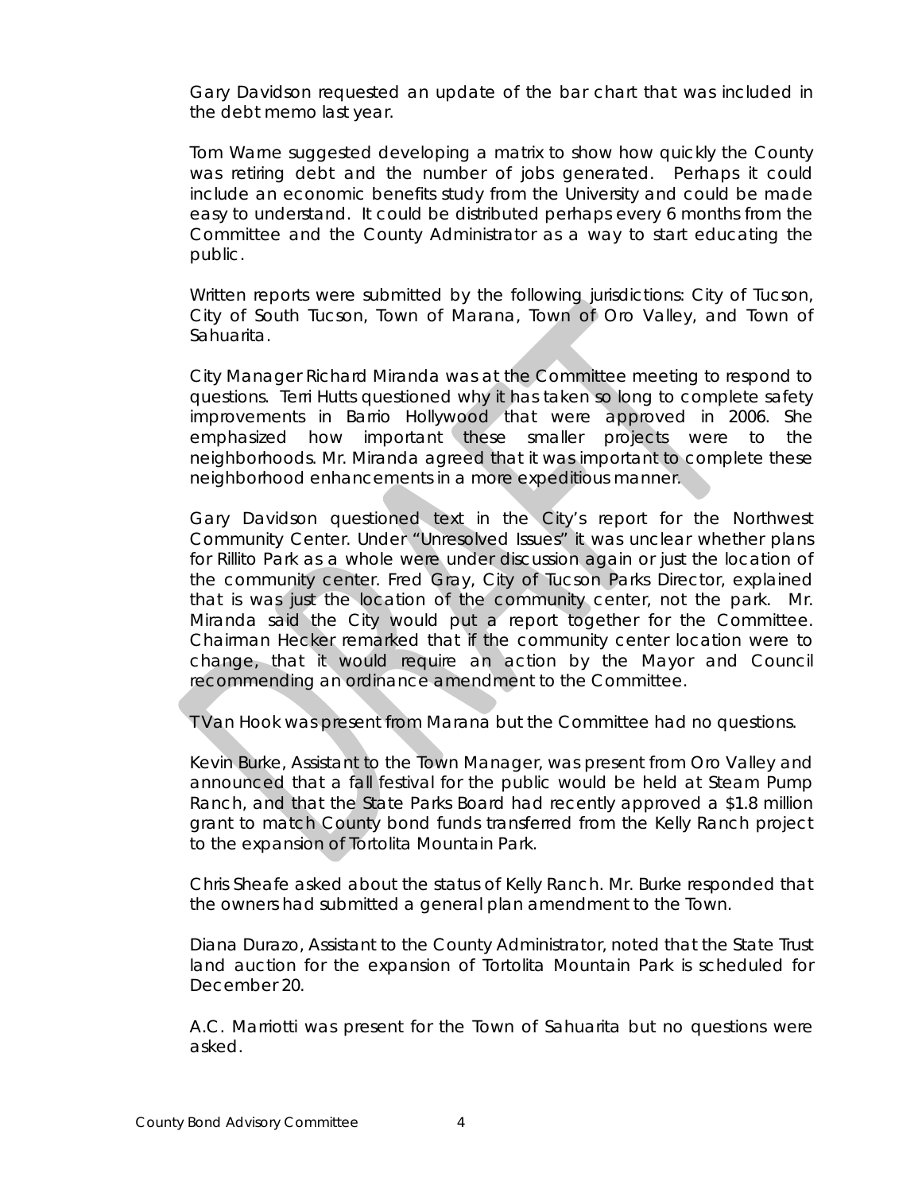Gary Davidson requested an update of the bar chart that was included in the debt memo last year.

Tom Warne suggested developing a matrix to show how quickly the County was retiring debt and the number of jobs generated. Perhaps it could include an economic benefits study from the University and could be made easy to understand. It could be distributed perhaps every 6 months from the Committee and the County Administrator as a way to start educating the public.

Written reports were submitted by the following jurisdictions: City of Tucson, City of South Tucson, Town of Marana, Town of Oro Valley, and Town of Sahuarita.

City Manager Richard Miranda was at the Committee meeting to respond to questions. Terri Hutts questioned why it has taken so long to complete safety improvements in Barrio Hollywood that were approved in 2006. She emphasized how important these smaller projects were to the neighborhoods. Mr. Miranda agreed that it was important to complete these neighborhood enhancements in a more expeditious manner.

Gary Davidson questioned text in the City's report for the Northwest Community Center. Under "Unresolved Issues" it was unclear whether plans for Rillito Park as a whole were under discussion again or just the location of the community center. Fred Gray, City of Tucson Parks Director, explained that is was just the location of the community center, not the park. Mr. Miranda said the City would put a report together for the Committee. Chairman Hecker remarked that if the community center location were to change, that it would require an action by the Mayor and Council recommending an ordinance amendment to the Committee.

T Van Hook was present from Marana but the Committee had no questions.

Kevin Burke, Assistant to the Town Manager, was present from Oro Valley and announced that a fall festival for the public would be held at Steam Pump Ranch, and that the State Parks Board had recently approved a $1.8 million grant to match County bond funds transferred from the Kelly Ranch project to the expansion of Tortolita Mountain Park.

Chris Sheafe asked about the status of Kelly Ranch. Mr. Burke responded that the owners had submitted a general plan amendment to the Town.

Diana Durazo, Assistant to the County Administrator, noted that the State Trust land auction for the expansion of Tortolita Mountain Park is scheduled for December 20.

A.C. Marriotti was present for the Town of Sahuarita but no questions were asked.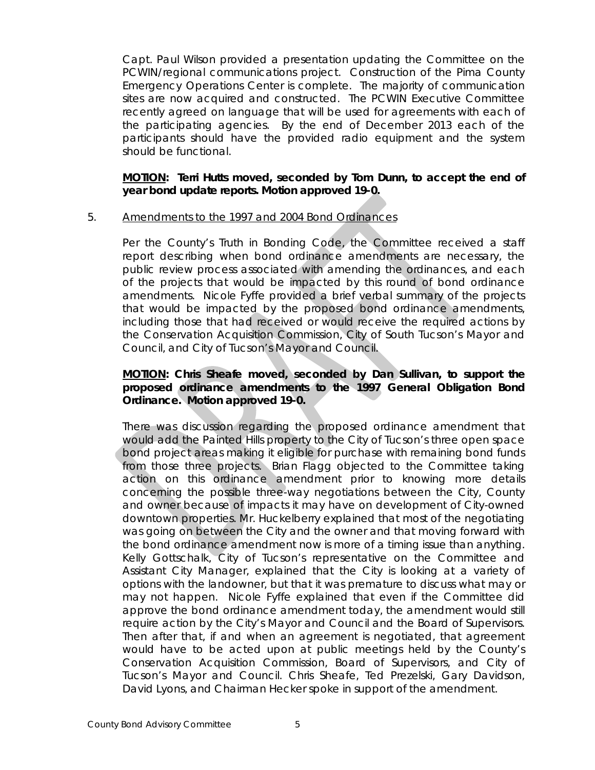Capt. Paul Wilson provided a presentation updating the Committee on the PCWIN/regional communications project. Construction of the Pima County Emergency Operations Center is complete. The majority of communication sites are now acquired and constructed. The PCWIN Executive Committee recently agreed on language that will be used for agreements with each of the participating agencies. By the end of December 2013 each of the participants should have the provided radio equipment and the system should be functional.

**__MOTION__: Terri Hutts moved, seconded by Tom Dunn, to accept the end of year bond update reports. Motion approved 19-0.**

5. __Amendments to the 1997 and 2004 Bond Ordinances__

Per the County's Truth in Bonding Code, the Committee received a staff report describing when bond ordinance amendments are necessary, the public review process associated with amending the ordinances, and each of the projects that would be impacted by this round of bond ordinance amendments. Nicole Fyffe provided a brief verbal summary of the projects that would be impacted by the proposed bond ordinance amendments, including those that had received or would receive the required actions by the Conservation Acquisition Commission, City of South Tucson's Mayor and Council, and City of Tucson's Mayor and Council.

**__MOTION__: Chris Sheafe moved, seconded by Dan Sullivan, to support the proposed ordinance amendments to the 1997 General Obligation Bond Ordinance. Motion approved 19-0.**

There was discussion regarding the proposed ordinance amendment that would add the Painted Hills property to the City of Tucson's three open space bond project areas making it eligible for purchase with remaining bond funds from those three projects. Brian Flagg objected to the Committee taking action on this ordinance amendment prior to knowing more details concerning the possible three-way negotiations between the City, County and owner because of impacts it may have on development of City-owned downtown properties. Mr. Huckelberry explained that most of the negotiating was going on between the City and the owner and that moving forward with the bond ordinance amendment now is more of a timing issue than anything. Kelly Gottschalk, City of Tucson's representative on the Committee and Assistant City Manager, explained that the City is looking at a variety of options with the landowner, but that it was premature to discuss what may or may not happen. Nicole Fyffe explained that even if the Committee did approve the bond ordinance amendment today, the amendment would still require action by the City's Mayor and Council and the Board of Supervisors. Then after that, if and when an agreement is negotiated, that agreement would have to be acted upon at public meetings held by the County's Conservation Acquisition Commission, Board of Supervisors, and City of Tucson's Mayor and Council. Chris Sheafe, Ted Prezelski, Gary Davidson, David Lyons, and Chairman Hecker spoke in support of the amendment.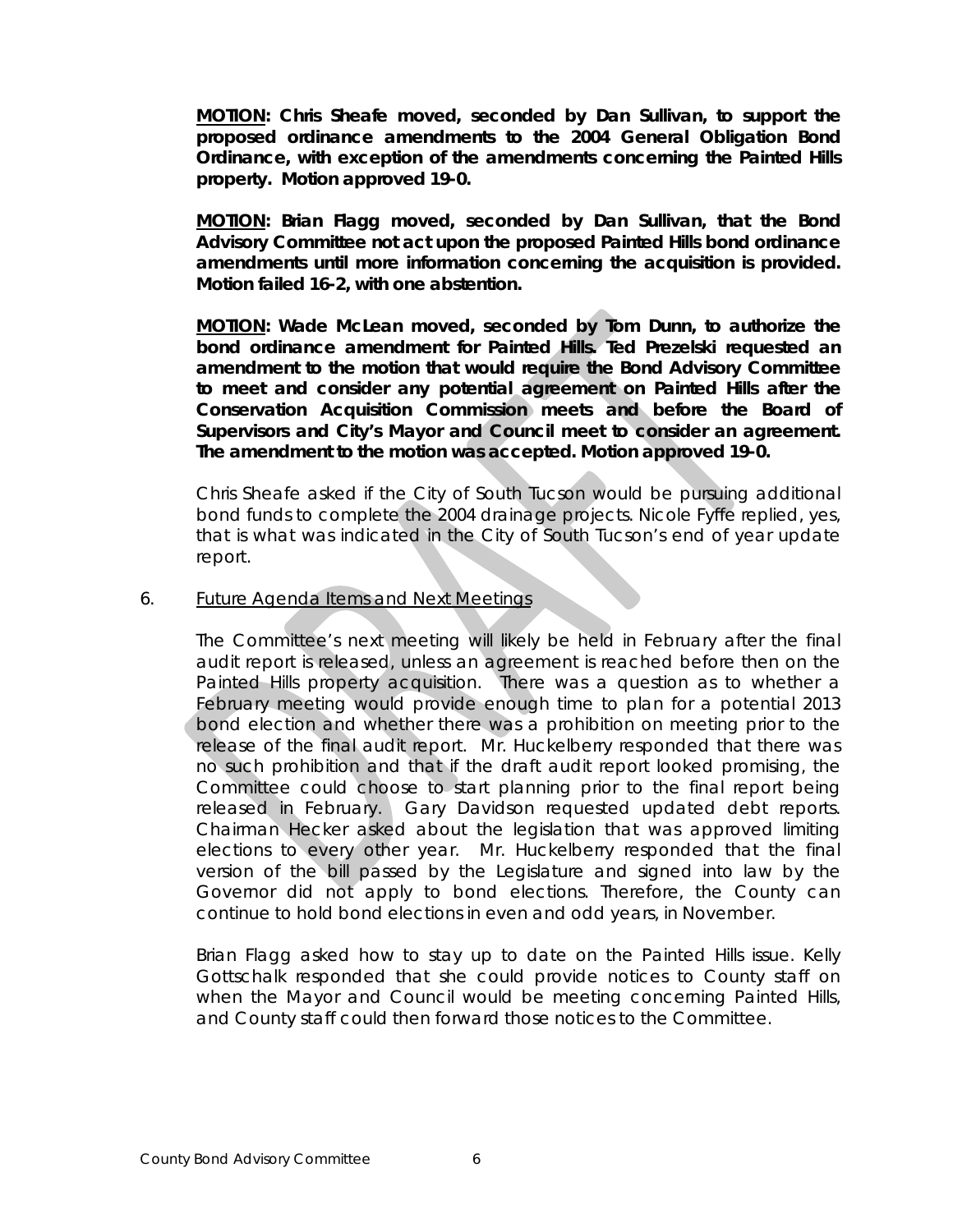**<u>MOTION</u>: Chris Sheafe moved, seconded by Dan Sullivan, to support the proposed ordinance amendments to the 2004 General Obligation Bond Ordinance, with exception of the amendments concerning the Painted Hills property. Motion approved 19-0.**

**<u>MOTION</u>: Brian Flagg moved, seconded by Dan Sullivan, that the Bond Advisory Committee not act upon the proposed Painted Hills bond ordinance amendments until more information concerning the acquisition is provided. Motion failed 16-2, with one abstention.**

**<u>MOTION</u>: Wade McLean moved, seconded by Tom Dunn, to authorize the bond ordinance amendment for Painted Hills. Ted Prezelski requested an amendment to the motion that would require the Bond Advisory Committee to meet and consider any potential agreement on Painted Hills after the Conservation Acquisition Commission meets and before the Board of Supervisors and City's Mayor and Council meet to consider an agreement. The amendment to the motion was accepted. Motion approved 19-0.**

Chris Sheafe asked if the City of South Tucson would be pursuing additional bond funds to complete the 2004 drainage projects. Nicole Fyffe replied, yes, that is what was indicated in the City of South Tucson's end of year update report.

6. <u>Future Agenda Items and Next Meetings</u>

The Committee's next meeting will likely be held in February after the final audit report is released, unless an agreement is reached before then on the Painted Hills property acquisition. There was a question as to whether a February meeting would provide enough time to plan for a potential 2013 bond election and whether there was a prohibition on meeting prior to the release of the final audit report. Mr. Huckelberry responded that there was no such prohibition and that if the draft audit report looked promising, the Committee could choose to start planning prior to the final report being released in February. Gary Davidson requested updated debt reports. Chairman Hecker asked about the legislation that was approved limiting elections to every other year. Mr. Huckelberry responded that the final version of the bill passed by the Legislature and signed into law by the Governor did not apply to bond elections. Therefore, the County can continue to hold bond elections in even and odd years, in November.

Brian Flagg asked how to stay up to date on the Painted Hills issue. Kelly Gottschalk responded that she could provide notices to County staff on when the Mayor and Council would be meeting concerning Painted Hills, and County staff could then forward those notices to the Committee.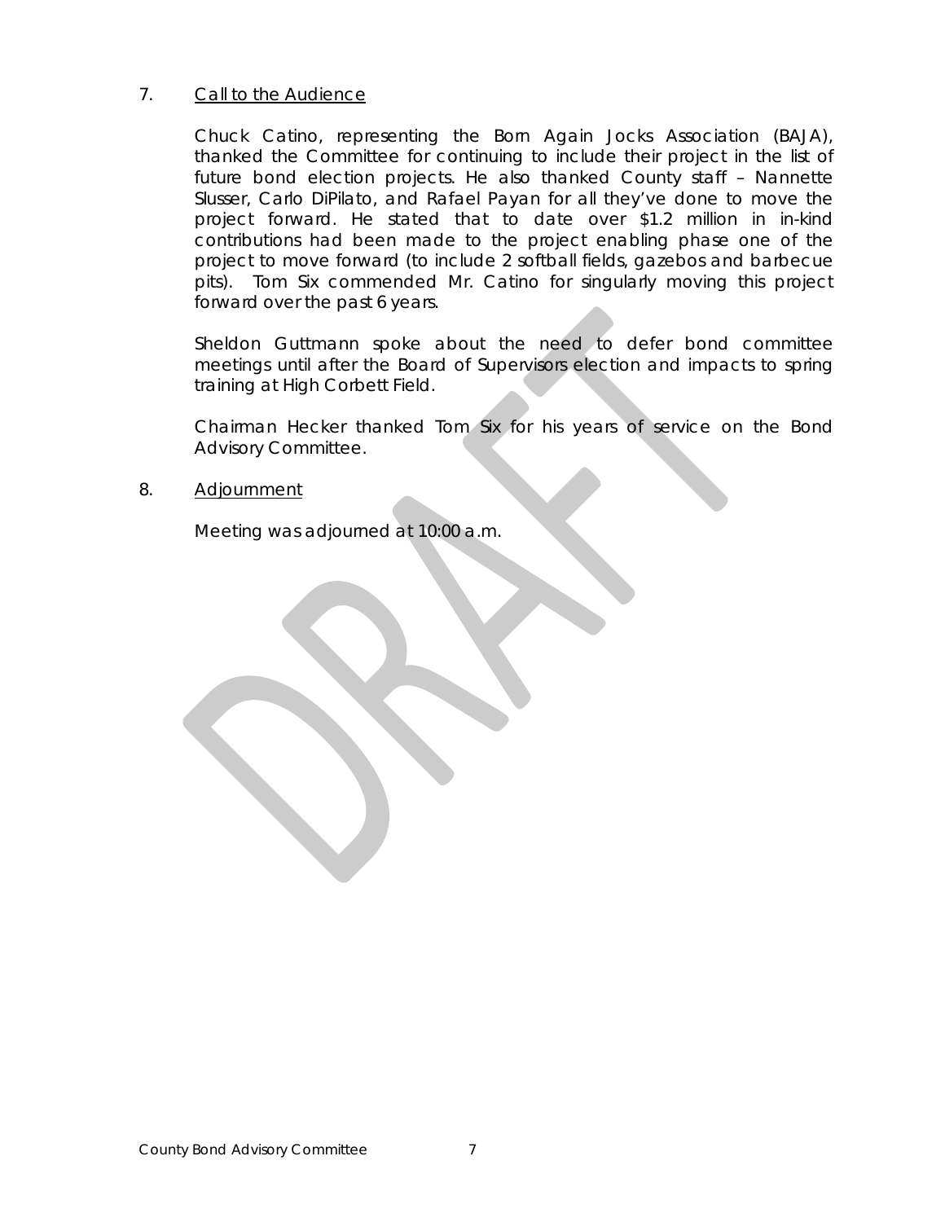7. Call to the Audience

Chuck Catino, representing the Born Again Jocks Association (BAJA), thanked the Committee for continuing to include their project in the list of future bond election projects. He also thanked County staff – Nannette Slusser, Carlo DiPilato, and Rafael Payan for all they've done to move the project forward. He stated that to date over $1.2 million in in-kind contributions had been made to the project enabling phase one of the project to move forward (to include 2 softball fields, gazebos and barbecue pits). Tom Six commended Mr. Catino for singularly moving this project forward over the past 6 years.

Sheldon Guttmann spoke about the need to defer bond committee meetings until after the Board of Supervisors election and impacts to spring training at High Corbett Field.

Chairman Hecker thanked Tom Six for his years of service on the Bond Advisory Committee.

8. Adjournment

Meeting was adjourned at 10:00 a.m.